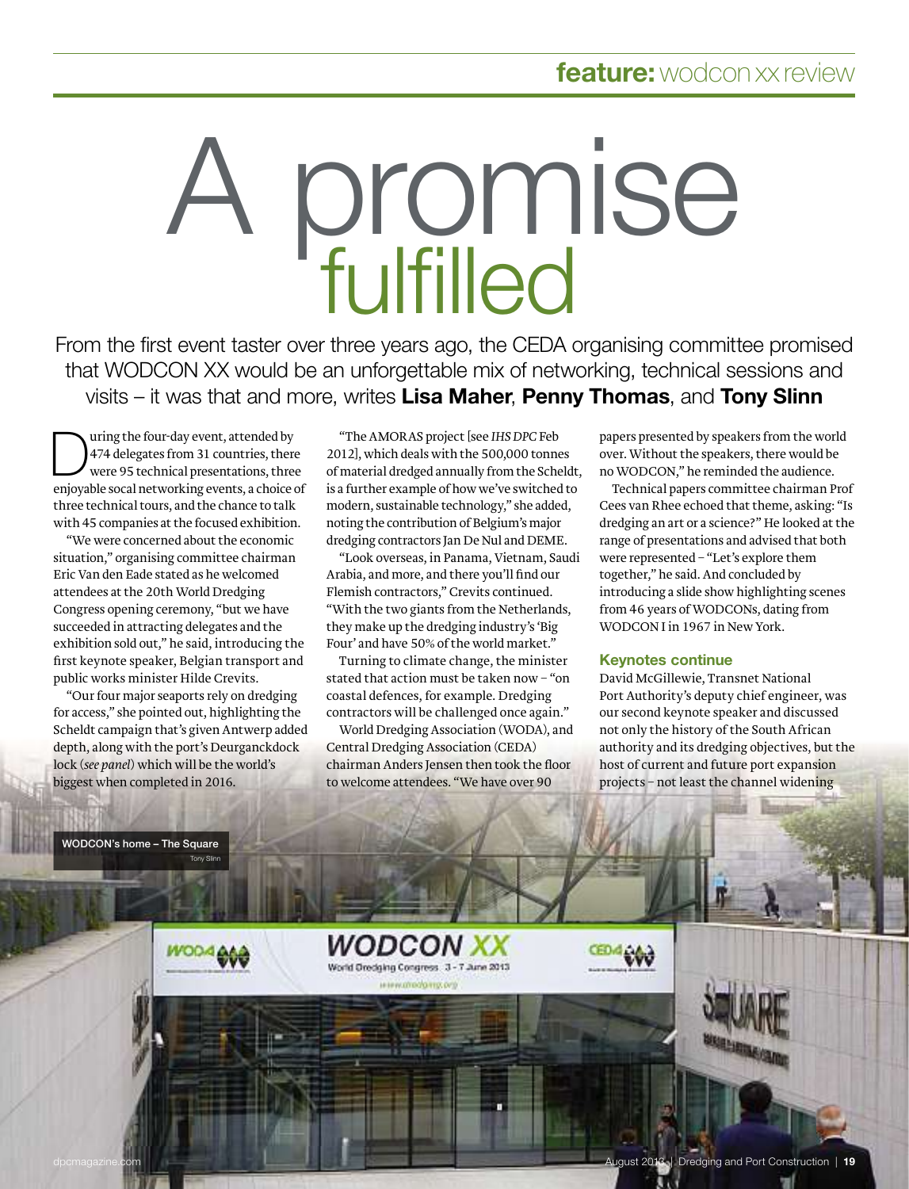# A promise fulfilled

From the first event taster over three years ago, the CEDA organising committee promised that WODCON XX would be an unforgettable mix of networking, technical sessions and visits – it was that and more, writes **Lisa Maher**, **Penny Thomas**, and **Tony Slinn**

During the four-day event, attended by 474 delegates from 31 countries, there were 95 technical presentations, three enjoyable socal networking events, a choice of three technical tours, and the chance to talk with 45 companies at the focused exhibition.

"We were concerned about the economic situation," organising committee chairman Eric Van den Eade stated as he welcomed attendees at the 20th World Dredging Congress opening ceremony, "but we have succeeded in attracting delegates and the exhibition sold out," he said, introducing the first keynote speaker, Belgian transport and public works minister Hilde Crevits.

"Our four major seaports rely on dredging for access," she pointed out, highlighting the Scheldt campaign that's given Antwerp added depth, along with the port's Deurganckdock lock (*see panel*) which will be the world's biggest when completed in 2016.

"The AMORAS project [see *IHS DPC* Feb 2012], which deals with the 500,000 tonnes of material dredged annually from the Scheldt, is a further example of how we've switched to modern, sustainable technology," she added, noting the contribution of Belgium's major dredging contractors Jan De Nul and DEME.

"Look overseas, in Panama, Vietnam, Saudi Arabia, and more, and there you'll find our Flemish contractors," Crevits continued. "With the two giants from the Netherlands, they make up the dredging industry's 'Big Four' and have 50% of the world market."

Turning to climate change, the minister stated that action must be taken now – "on coastal defences, for example. Dredging contractors will be challenged once again."

World Dredging Association (WODA), and Central Dredging Association (CEDA) chairman Anders Jensen then took the floor to welcome attendees. "We have over 90 papers presented by speakers from the world over. Without the speakers, there would be no WODCON," he reminded the audience.

Technical papers committee chairman Prof Cees van Rhee echoed that theme, asking: "Is dredging an art or a science?" He looked at the range of presentations and advised that both were represented – "Let's explore them together," he said. And concluded by introducing a slide show highlighting scenes from 46 years of WODCONs, dating from WODCON I in 1967 in New York.

### Keynotes continue

David McGillewie, Transnet National Port Authority's deputy chief engineer, was our second keynote speaker and discussed not only the history of the South African authority and its dredging objectives, but the host of current and future port expansion projects – not least the channel widening

WODCON's home – The Square
Tony Slinn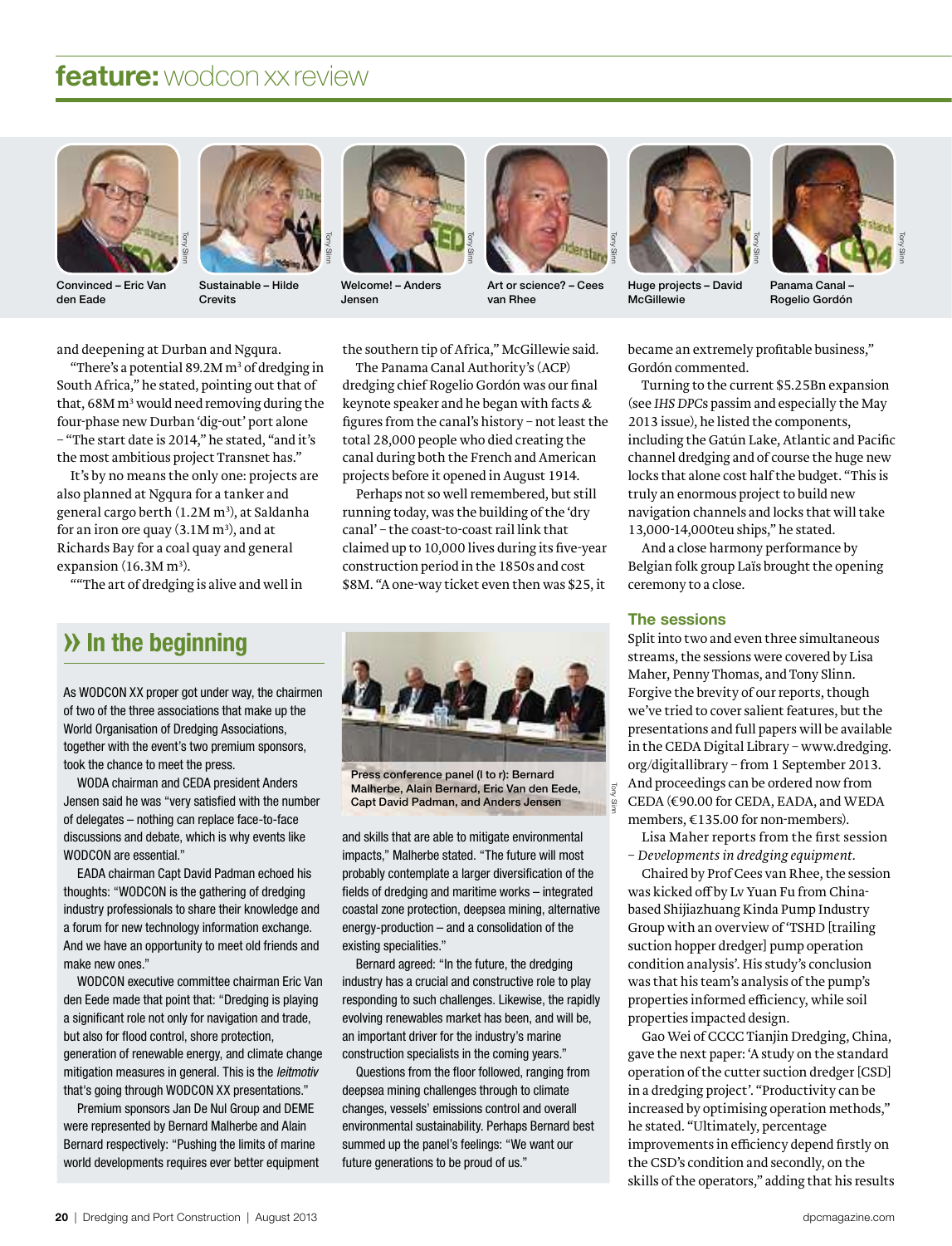## feature: wodcon xx review

Convinced – Eric Van den Eade

Sustainable – Hilde Crevits

Welcome! – Anders Jensen

Art or science? – Cees van Rhee

Huge projects – David McGillewie

Panama Canal – Rogelio Gordón

and deepening at Durban and Ngqura.

"There's a potential 89.2M m³ of dredging in South Africa," he stated, pointing out that of that, 68M m³ would need removing during the four-phase new Durban 'dig-out' port alone – "The start date is 2014," he stated, "and it's the most ambitious project Transnet has."

It's by no means the only one: projects are also planned at Ngqura for a tanker and general cargo berth (1.2M m³), at Saldanha for an iron ore quay (3.1M m³), and at Richards Bay for a coal quay and general expansion (16.3M m³).

""The art of dredging is alive and well in the southern tip of Africa," McGillewie said.

The Panama Canal Authority's (ACP) dredging chief Rogelio Gordón was our final keynote speaker and he began with facts & figures from the canal's history – not least the total 28,000 people who died creating the canal during both the French and American projects before it opened in August 1914.

Perhaps not so well remembered, but still running today, was the building of the 'dry canal' – the coast-to-coast rail link that claimed up to 10,000 lives during its five-year construction period in the 1850s and cost $8M. "A one-way ticket even then was $25, it became an extremely profitable business," Gordón commented.

Turning to the current $5.25Bn expansion (see *IHS DPC*s passim and especially the May 2013 issue), he listed the components, including the Gatún Lake, Atlantic and Pacific channel dredging and of course the huge new locks that alone cost half the budget. "This is truly an enormous project to build new navigation channels and locks that will take 13,000-14,000teu ships," he stated.

And a close harmony performance by Belgian folk group Laïs brought the opening ceremony to a close.

### » In the beginning

As WODCON XX proper got under way, the chairmen of two of the three associations that make up the World Organisation of Dredging Associations, together with the event's two premium sponsors, took the chance to meet the press.

WODA chairman and CEDA president Anders Jensen said he was "very satisfied with the number of delegates – nothing can replace face-to-face discussions and debate, which is why events like WODCON are essential."

EADA chairman Capt David Padman echoed his thoughts: "WODCON is the gathering of dredging industry professionals to share their knowledge and a forum for new technology information exchange. And we have an opportunity to meet old friends and make new ones."

WODCON executive committee chairman Eric Van den Eede made that point that: "Dredging is playing a significant role not only for navigation and trade, but also for flood control, shore protection, generation of renewable energy, and climate change mitigation measures in general. This is the *leitmotiv* that's going through WODCON XX presentations."

Premium sponsors Jan De Nul Group and DEME were represented by Bernard Malherbe and Alain Bernard respectively: "Pushing the limits of marine world developments requires ever better equipment and skills that are able to mitigate environmental impacts," Malherbe stated. "The future will most probably contemplate a larger diversification of the fields of dredging and maritime works – integrated coastal zone protection, deepsea mining, alternative energy-production – and a consolidation of the existing specialities."

Press conference panel (l to r): Bernard Malherbe, Alain Bernard, Eric Van den Eede, Capt David Padman, and Anders Jensen

Bernard agreed: "In the future, the dredging industry has a crucial and constructive role to play responding to such challenges. Likewise, the rapidly evolving renewables market has been, and will be, an important driver for the industry's marine construction specialists in the coming years."

Questions from the floor followed, ranging from deepsea mining challenges through to climate changes, vessels' emissions control and overall environmental sustainability. Perhaps Bernard best summed up the panel's feelings: "We want our future generations to be proud of us."

### The sessions

Split into two and even three simultaneous streams, the sessions were covered by Lisa Maher, Penny Thomas, and Tony Slinn. Forgive the brevity of our reports, though we've tried to cover salient features, but the presentations and full papers will be available in the CEDA Digital Library – www.dredging.org/digitallibrary – from 1 September 2013. And proceedings can be ordered now from CEDA (€90.00 for CEDA, EADA, and WEDA members, €135.00 for non-members).

Lisa Maher reports from the first session – *Developments in dredging equipment*.

Chaired by Prof Cees van Rhee, the session was kicked off by Lv Yuan Fu from China-based Shijiazhuang Kinda Pump Industry Group with an overview of 'TSHD [trailing suction hopper dredger] pump operation condition analysis'. His study's conclusion was that his team's analysis of the pump's properties informed efficiency, while soil properties impacted design.

Gao Wei of CCCC Tianjin Dredging, China, gave the next paper: 'A study on the standard operation of the cutter suction dredger [CSD] in a dredging project'. "Productivity can be increased by optimising operation methods," he stated. "Ultimately, percentage improvements in efficiency depend firstly on the CSD's condition and secondly, on the skills of the operators," adding that his results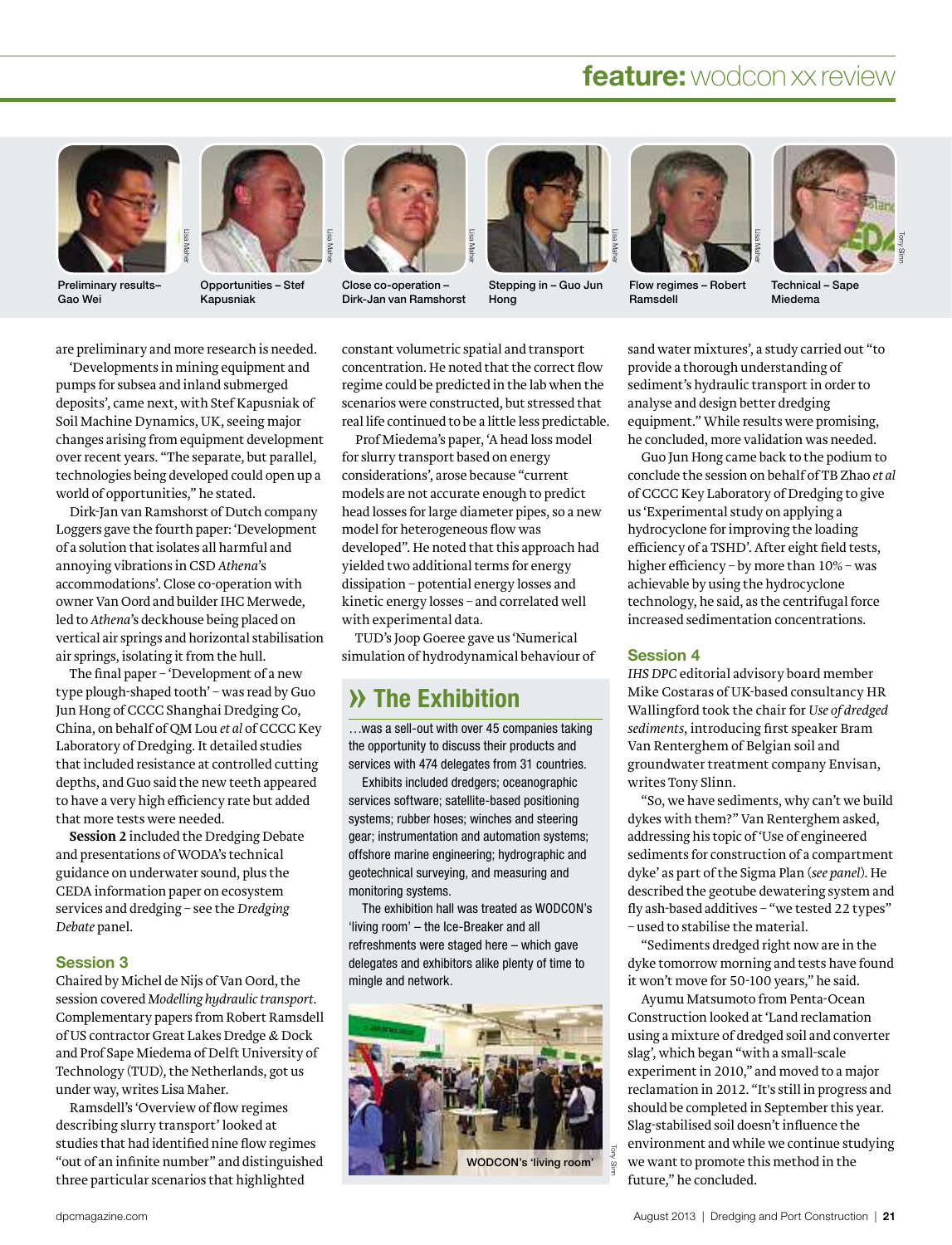Preliminary results– Gao Wei

Opportunities – Stef Kapusniak

Close co-operation – Dirk-Jan van Ramshorst

Stepping in – Guo Jun Hong

Flow regimes – Robert Ramsdell

Technical – Sape Miedema

are preliminary and more research is needed.

'Developments in mining equipment and pumps for subsea and inland submerged deposits', came next, with Stef Kapusniak of Soil Machine Dynamics, UK, seeing major changes arising from equipment development over recent years. "The separate, but parallel, technologies being developed could open up a world of opportunities," he stated.

Dirk-Jan van Ramshorst of Dutch company Loggers gave the fourth paper: 'Development of a solution that isolates all harmful and annoying vibrations in CSD *Athena*'s accommodations'. Close co-operation with owner Van Oord and builder IHC Merwede, led to *Athena*'s deckhouse being placed on vertical air springs and horizontal stabilisation air springs, isolating it from the hull.

The final paper – 'Development of a new type plough-shaped tooth' – was read by Guo Jun Hong of CCCC Shanghai Dredging Co, China, on behalf of QM Lou *et al* of CCCC Key Laboratory of Dredging. It detailed studies that included resistance at controlled cutting depths, and Guo said the new teeth appeared to have a very high efficiency rate but added that more tests were needed.

**Session 2** included the Dredging Debate and presentations of WODA's technical guidance on underwater sound, plus the CEDA information paper on ecosystem services and dredging – see the *Dredging Debate* panel.

## Session 3

Chaired by Michel de Nijs of Van Oord, the session covered *Modelling hydraulic transport*. Complementary papers from Robert Ramsdell of US contractor Great Lakes Dredge & Dock and Prof Sape Miedema of Delft University of Technology (TUD), the Netherlands, got us under way, writes Lisa Maher.

Ramsdell's 'Overview of flow regimes describing slurry transport' looked at studies that had identified nine flow regimes "out of an infinite number" and distinguished three particular scenarios that highlighted constant volumetric spatial and transport concentration. He noted that the correct flow regime could be predicted in the lab when the scenarios were constructed, but stressed that real life continued to be a little less predictable.

Prof Miedema's paper, 'A head loss model for slurry transport based on energy considerations', arose because "current models are not accurate enough to predict head losses for large diameter pipes, so a new model for heterogeneous flow was developed". He noted that this approach had yielded two additional terms for energy dissipation – potential energy losses and kinetic energy losses – and correlated well with experimental data.

TUD's Joop Goeree gave us 'Numerical simulation of hydrodynamical behaviour of sand water mixtures', a study carried out "to provide a thorough understanding of sediment's hydraulic transport in order to analyse and design better dredging equipment." While results were promising, he concluded, more validation was needed.

Guo Jun Hong came back to the podium to conclude the session on behalf of TB Zhao *et al* of CCCC Key Laboratory of Dredging to give us 'Experimental study on applying a hydrocyclone for improving the loading efficiency of a TSHD'. After eight field tests, higher efficiency – by more than 10% – was achievable by using the hydrocyclone technology, he said, as the centrifugal force increased sedimentation concentrations.

## » The Exhibition

…was a sell-out with over 45 companies taking the opportunity to discuss their products and services with 474 delegates from 31 countries.

Exhibits included dredgers; oceanographic services software; satellite-based positioning systems; rubber hoses; winches and steering gear; instrumentation and automation systems; offshore marine engineering; hydrographic and geotechnical surveying, and measuring and monitoring systems.

The exhibition hall was treated as WODCON's 'living room' – the Ice-Breaker and all refreshments were staged here – which gave delegates and exhibitors alike plenty of time to mingle and network.

WODCON's 'living room'

## Session 4

*IHS DPC* editorial advisory board member Mike Costaras of UK-based consultancy HR Wallingford took the chair for *Use of dredged sediments*, introducing first speaker Bram Van Renterghem of Belgian soil and groundwater treatment company Envisan, writes Tony Slinn.

"So, we have sediments, why can't we build dykes with them?" Van Renterghem asked, addressing his topic of 'Use of engineered sediments for construction of a compartment dyke' as part of the Sigma Plan (*see panel*). He described the geotube dewatering system and fly ash-based additives – "we tested 22 types" – used to stabilise the material.

"Sediments dredged right now are in the dyke tomorrow morning and tests have found it won't move for 50-100 years," he said.

Ayumu Matsumoto from Penta-Ocean Construction looked at 'Land reclamation using a mixture of dredged soil and converter slag', which began "with a small-scale experiment in 2010," and moved to a major reclamation in 2012. "It's still in progress and should be completed in September this year. Slag-stabilised soil doesn't influence the environment and while we continue studying we want to promote this method in the future," he concluded.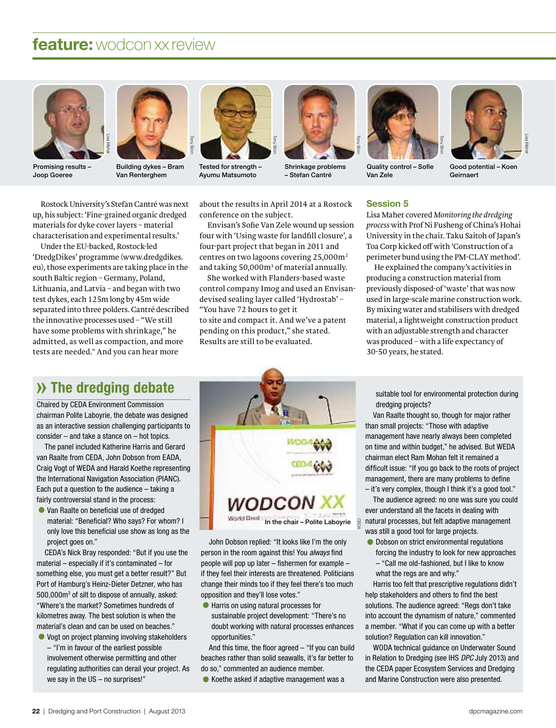# feature: wodcon xx review

Promising results – Joop Goeree

Building dykes – Bram Van Renterghem

Tested for strength – Ayumu Matsumoto

Shrinkage problems – Stefan Cantré

Quality control – Sofie Van Zele

Good potential – Koen Geirnaert

Rostock University's Stefan Cantré was next up, his subject: 'Fine-grained organic dredged materials for dyke cover layers – material characterisation and experimental results.'

Under the EU-backed, Rostock-led 'DredgDikes' programme (www.dredgdikes.eu), those experiments are taking place in the south Baltic region – Germany, Poland, Lithuania, and Latvia – and began with two test dykes, each 125m long by 45m wide separated into three polders. Cantré described the innovative processes used – "We still have some problems with shrinkage," he admitted, as well as compaction, and more tests are needed." And you can hear more about the results in April 2014 at a Rostock conference on the subject.

Envisan's Sofie Van Zele wound up session four with 'Using waste for landfill closure', a four-part project that began in 2011 and centres on two lagoons covering 25,000m$^2$ and taking 50,000m$^3$ of material annually.

She worked with Flanders-based waste control company Imog and used an Envisan-devised sealing layer called 'Hydrostab' – "You have 72 hours to get it to site and compact it. And we've a patent pending on this product," she stated. Results are still to be evaluated.

## Session 5

Lisa Maher covered *Monitoring the dredging process* with Prof Ni Fusheng of China's Hohai University in the chair. Taku Saitoh of Japan's Toa Corp kicked off with 'Construction of a perimeter bund using the PM-CLAY method'.

He explained the company's activities in producing a construction material from previously disposed-of 'waste' that was now used in large-scale marine construction work. By mixing water and stabilisers with dredged material, a lightweight construction product with an adjustable strength and character was produced – with a life expectancy of 30-50 years, he stated.

## » The dredging debate

Chaired by CEDA Environment Commission chairman Polite Laboyrie, the debate was designed as an interactive session challenging participants to consider – and take a stance on – hot topics.

The panel included Katherine Harris and Gerard van Raalte from CEDA, John Dobson from EADA, Craig Vogt of WEDA and Harald Koethe representing the International Navigation Association (PIANC). Each put a question to the audience – taking a fairly controversial stand in the process:

- Van Raalte on beneficial use of dredged material: "Beneficial? Who says? For whom? I only love this beneficial use show as long as the project goes on."

CEDA's Nick Bray responded: "But if you use the material – especially if it's contaminated – for something else, you must get a better result?" But Port of Hamburg's Heinz-Dieter Detzner, who has 500,000m$^3$ of silt to dispose of annually, asked: "Where's the market? Sometimes hundreds of kilometres away. The best solution is when the material's clean and can be used on beaches."

- Vogt on project planning involving stakeholders – "I'm in favour of the earliest possible involvement otherwise permitting and other regulating authorities can derail your project. As we say in the US – no surprises!"

In the chair – Polite Laboyrie

John Dobson replied: "It looks like I'm the only person in the room against this! You *always* find people will pop up later – fishermen for example – if they feel their interests are threatened. Politicians change their minds too if they feel there's too much opposition and they'll lose votes."

- Harris on using natural processes for sustainable project development: "There's no doubt working with natural processes enhances opportunities."

And this time, the floor agreed – "If you can build beaches rather than solid seawalls, it's far better to do so," commented an audience member.

- Koethe asked if adaptive management was a suitable tool for environmental protection during dredging projects?

Van Raalte thought so, though for major rather than small projects: "Those with adaptive management have nearly always been completed on time and within budget," he advised. But WEDA chairman elect Ram Mohan felt it remained a difficult issue: "If you go back to the roots of project management, there are many problems to define – it's very complex, though I think it's a good tool."

The audience agreed: no one was sure you could ever understand all the facets in dealing with natural processes, but felt adaptive management was still a good tool for large projects.

- Dobson on strict environmental regulations forcing the industry to look for new approaches – "Call me old-fashioned, but I like to know what the regs are and why."

Harris too felt that prescriptive regulations didn't help stakeholders and others to find the best solutions. The audience agreed: "Regs don't take into account the dynamism of nature," commented a member. "What if you can come up with a better solution? Regulation can kill innovation."

WODA technical guidance on Underwater Sound in Relation to Dredging (see IHS *DPC* July 2013) and the CEDA paper Ecosystem Services and Dredging and Marine Construction were also presented.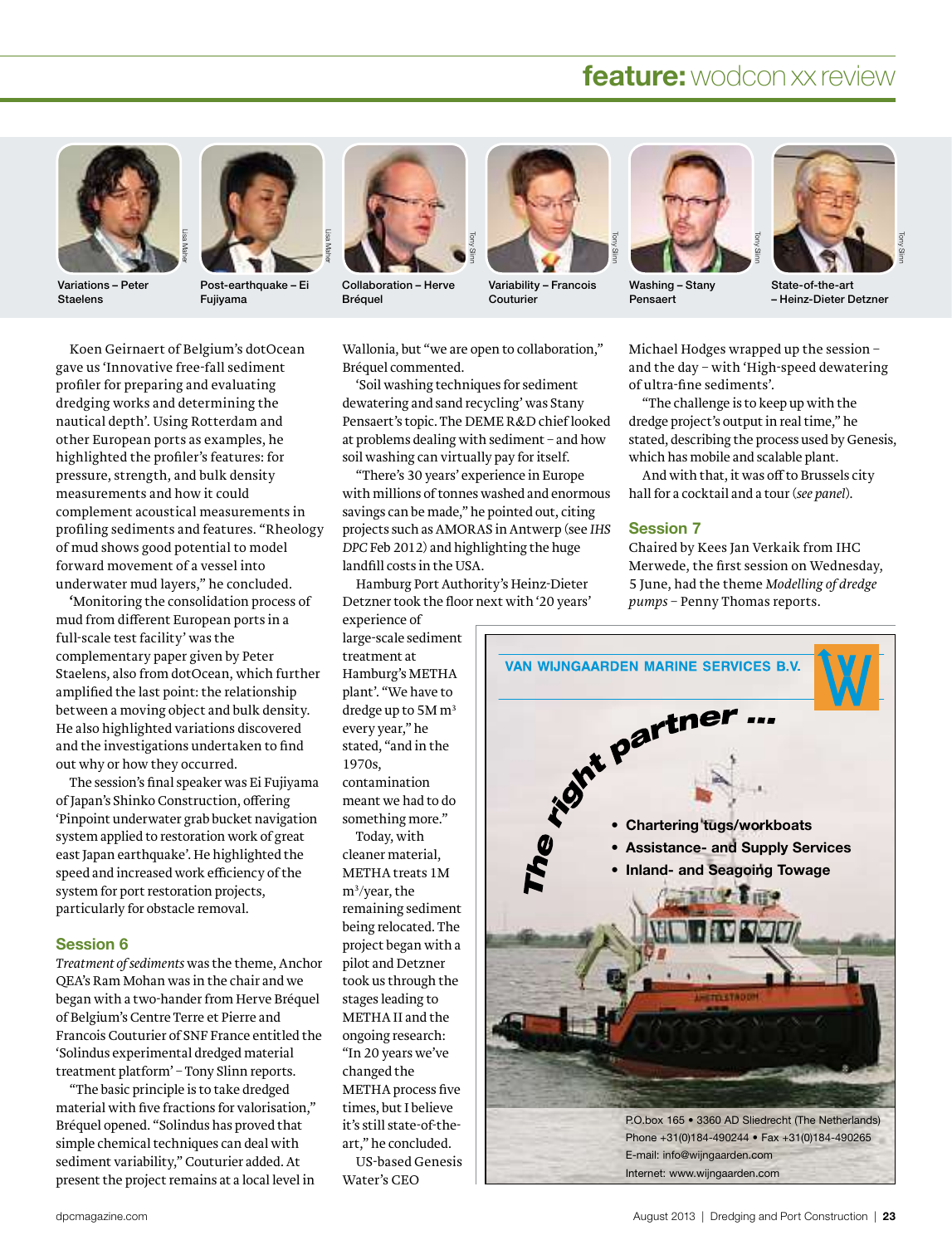Variations – Peter Staelens

Post-earthquake – Ei Fujiyama

Collaboration – Herve Bréquel

Variability – Francois Couturier

Washing – Stany Pensaert

State-of-the-art – Heinz-Dieter Detzner

Koen Geirnaert of Belgium's dotOcean gave us 'Innovative free-fall sediment profiler for preparing and evaluating dredging works and determining the nautical depth'. Using Rotterdam and other European ports as examples, he highlighted the profiler's features: for pressure, strength, and bulk density measurements and how it could complement acoustical measurements in profiling sediments and features. "Rheology of mud shows good potential to model forward movement of a vessel into underwater mud layers," he concluded.

'Monitoring the consolidation process of mud from different European ports in a full-scale test facility' was the complementary paper given by Peter Staelens, also from dotOcean, which further amplified the last point: the relationship between a moving object and bulk density. He also highlighted variations discovered and the investigations undertaken to find out why or how they occurred.

The session's final speaker was Ei Fujiyama of Japan's Shinko Construction, offering 'Pinpoint underwater grab bucket navigation system applied to restoration work of great east Japan earthquake'. He highlighted the speed and increased work efficiency of the system for port restoration projects, particularly for obstacle removal.

## Session 6

*Treatment of sediments* was the theme, Anchor QEA's Ram Mohan was in the chair and we began with a two-hander from Herve Bréquel of Belgium's Centre Terre et Pierre and Francois Couturier of SNF France entitled the 'Solindus experimental dredged material treatment platform' – Tony Slinn reports.

"The basic principle is to take dredged material with five fractions for valorisation," Bréquel opened. "Solindus has proved that simple chemical techniques can deal with sediment variability," Couturier added. At present the project remains at a local level in Wallonia, but "we are open to collaboration," Bréquel commented.

'Soil washing techniques for sediment dewatering and sand recycling' was Stany Pensaert's topic. The DEME R&D chief looked at problems dealing with sediment – and how soil washing can virtually pay for itself.

"There's 30 years' experience in Europe with millions of tonnes washed and enormous savings can be made," he pointed out, citing projects such as AMORAS in Antwerp (see *IHS DPC* Feb 2012) and highlighting the huge landfill costs in the USA.

Hamburg Port Authority's Heinz-Dieter Detzner took the floor next with '20 years' experience of large-scale sediment treatment at Hamburg's METHA plant'. "We have to dredge up to 5M m$^3$ every year," he stated, "and in the 1970s, contamination meant we had to do something more."

Today, with cleaner material, METHA treats 1M m$^3$/year, the remaining sediment being relocated. The project began with a pilot and Detzner took us through the stages leading to METHA II and the ongoing research: "In 20 years we've changed the METHA process five times, but I believe it's still state-of-the-art," he concluded.

US-based Genesis Water's CEO Michael Hodges wrapped up the session – and the day – with 'High-speed dewatering of ultra-fine sediments'.

"The challenge is to keep up with the dredge project's output in real time," he stated, describing the process used by Genesis, which has mobile and scalable plant.

And with that, it was off to Brussels city hall for a cocktail and a tour (*see panel*).

## Session 7

Chaired by Kees Jan Verkaik from IHC Merwede, the first session on Wednesday, 5 June, had the theme *Modelling of dredge pumps* – Penny Thomas reports.

**VAN WIJNGAARDEN MARINE SERVICES B.V.**

*The right partner ...*

- **Chartering tugs/workboats**
- **Assistance- and Supply Services**
- **Inland- and Seagoing Towage**

P.O.box 165 • 3360 AD Sliedrecht (The Netherlands)
Phone +31(0)184-490244 • Fax +31(0)184-490265
E-mail: info@wijngaarden.com
Internet: www.wijngaarden.com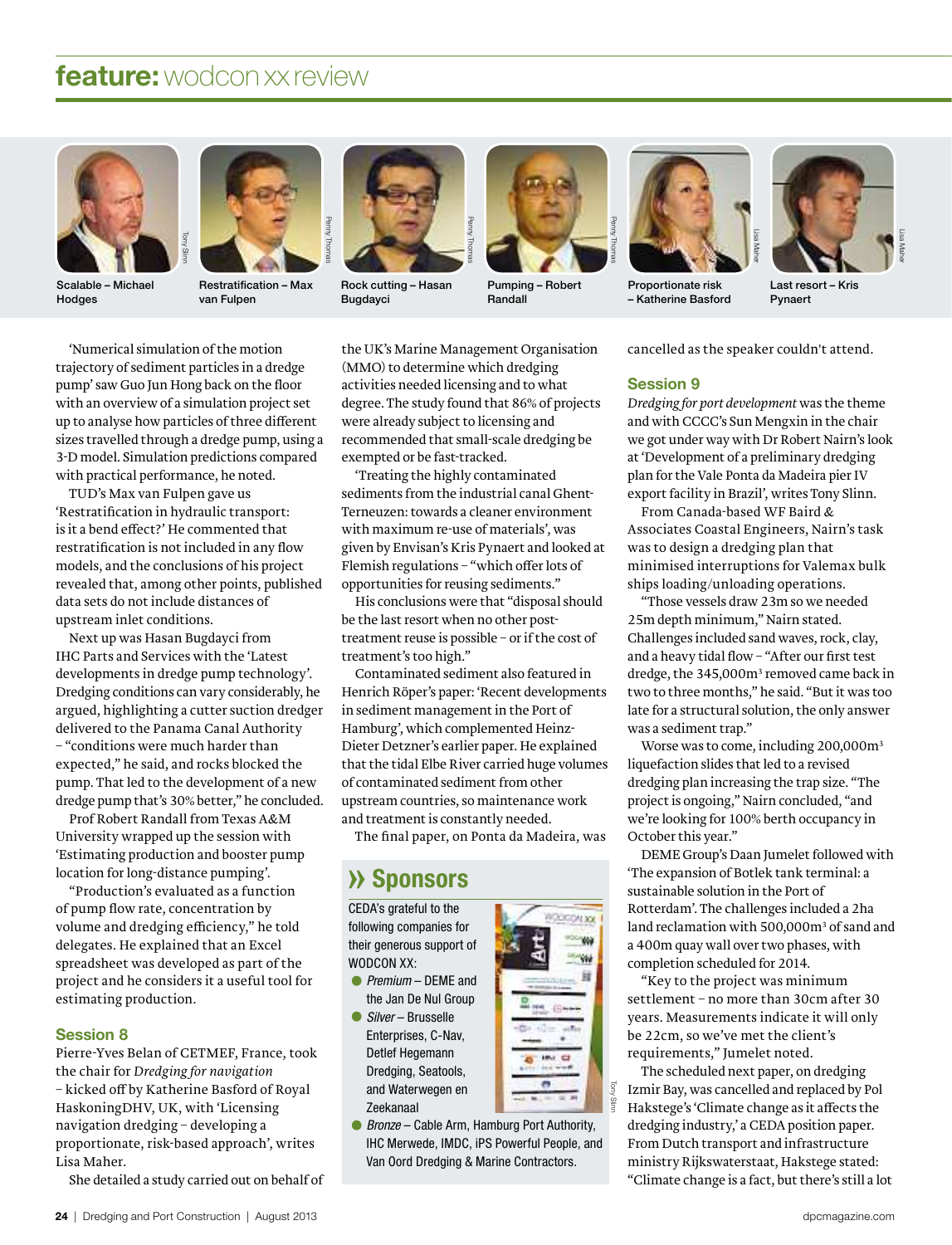## feature: wodcon xx review

Scalable – Michael Hodges

Restratification – Max van Fulpen

Rock cutting – Hasan Bugdayci

Pumping – Robert Randall

Proportionate risk – Katherine Basford

Last resort – Kris Pynaert

'Numerical simulation of the motion trajectory of sediment particles in a dredge pump' saw Guo Jun Hong back on the floor with an overview of a simulation project set up to analyse how particles of three different sizes travelled through a dredge pump, using a 3-D model. Simulation predictions compared with practical performance, he noted.

TUD's Max van Fulpen gave us 'Restratification in hydraulic transport: is it a bend effect?' He commented that restratification is not included in any flow models, and the conclusions of his project revealed that, among other points, published data sets do not include distances of upstream inlet conditions.

Next up was Hasan Bugdayci from IHC Parts and Services with the 'Latest developments in dredge pump technology'. Dredging conditions can vary considerably, he argued, highlighting a cutter suction dredger delivered to the Panama Canal Authority – "conditions were much harder than expected," he said, and rocks blocked the pump. That led to the development of a new dredge pump that's 30% better," he concluded.

Prof Robert Randall from Texas A&M University wrapped up the session with 'Estimating production and booster pump location for long-distance pumping'.

"Production's evaluated as a function of pump flow rate, concentration by volume and dredging efficiency," he told delegates. He explained that an Excel spreadsheet was developed as part of the project and he considers it a useful tool for estimating production.

### Session 8

Pierre-Yves Belan of CETMEF, France, took the chair for *Dredging for navigation* – kicked off by Katherine Basford of Royal HaskoningDHV, UK, with 'Licensing navigation dredging – developing a proportionate, risk-based approach', writes Lisa Maher.

She detailed a study carried out on behalf of the UK's Marine Management Organisation (MMO) to determine which dredging activities needed licensing and to what degree. The study found that 86% of projects were already subject to licensing and recommended that small-scale dredging be exempted or be fast-tracked.

'Treating the highly contaminated sediments from the industrial canal Ghent-Terneuzen: towards a cleaner environment with maximum re-use of materials', was given by Envisan's Kris Pynaert and looked at Flemish regulations – "which offer lots of opportunities for reusing sediments."

His conclusions were that "disposal should be the last resort when no other post-treatment reuse is possible – or if the cost of treatment's too high."

Contaminated sediment also featured in Henrich Röper's paper: 'Recent developments in sediment management in the Port of Hamburg', which complemented Heinz-Dieter Detzner's earlier paper. He explained that the tidal Elbe River carried huge volumes of contaminated sediment from other upstream countries, so maintenance work and treatment is constantly needed.

The final paper, on Ponta da Madeira, was cancelled as the speaker couldn't attend.

### Session 9

*Dredging for port development* was the theme and with CCCC's Sun Mengxin in the chair we got under way with Dr Robert Nairn's look at 'Development of a preliminary dredging plan for the Vale Ponta da Madeira pier IV export facility in Brazil', writes Tony Slinn.

From Canada-based WF Baird & Associates Coastal Engineers, Nairn's task was to design a dredging plan that minimised interruptions for Valemax bulk ships loading/unloading operations.

"Those vessels draw 23m so we needed 25m depth minimum," Nairn stated. Challenges included sand waves, rock, clay, and a heavy tidal flow – "After our first test dredge, the 345,000m$^3$ removed came back in two to three months," he said. "But it was too late for a structural solution, the only answer was a sediment trap."

Worse was to come, including 200,000m$^3$ liquefaction slides that led to a revised dredging plan increasing the trap size. "The project is ongoing," Nairn concluded, "and we're looking for 100% berth occupancy in October this year."

DEME Group's Daan Jumelet followed with 'The expansion of Botlek tank terminal: a sustainable solution in the Port of Rotterdam'. The challenges included a 2ha land reclamation with 500,000m$^3$ of sand and a 400m quay wall over two phases, with completion scheduled for 2014.

"Key to the project was minimum settlement – no more than 30cm after 30 years. Measurements indicate it will only be 22cm, so we've met the client's requirements," Jumelet noted.

The scheduled next paper, on dredging Izmir Bay, was cancelled and replaced by Pol Hakstege's 'Climate change as it affects the dredging industry,' a CEDA position paper. From Dutch transport and infrastructure ministry Rijkswaterstaat, Hakstege stated: "Climate change is a fact, but there's still a lot

### » Sponsors

CEDA's grateful to the following companies for their generous support of WODCON XX:

- *Premium* – DEME and the Jan De Nul Group
- *Silver* – Brusselle Enterprises, C-Nav, Detlef Hegemann Dredging, Seatools, and Waterwegen en Zeekanaal
- *Bronze* – Cable Arm, Hamburg Port Authority, IHC Merwede, IMDC, iPS Powerful People, and Van Oord Dredging & Marine Contractors.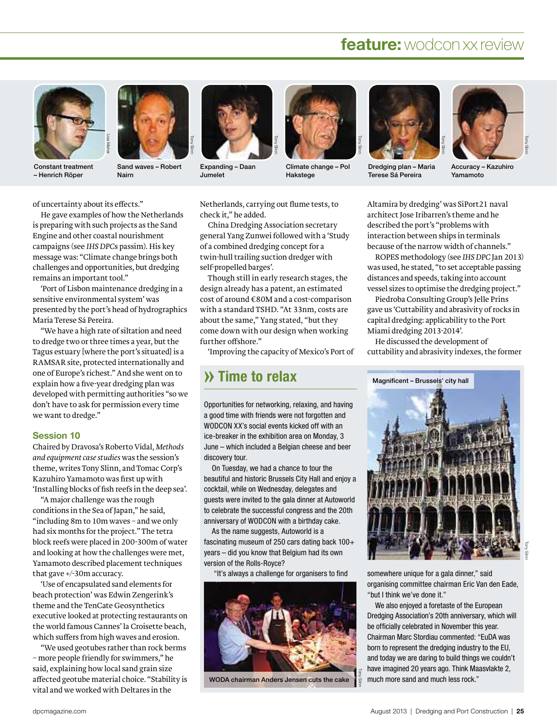Constant treatment – Henrich Röper

Sand waves – Robert Nairn

Expanding – Daan Jumelet

Climate change – Pol Hakstege

Dredging plan – Maria Terese Sá Pereira

Accuracy – Kazuhiro Yamamoto

of uncertainty about its effects."

He gave examples of how the Netherlands is preparing with such projects as the Sand Engine and other coastal nourishment campaigns (see *IHS DPCs* passim). His key message was: "Climate change brings both challenges and opportunities, but dredging remains an important tool."

'Port of Lisbon maintenance dredging in a sensitive environmental system' was presented by the port's head of hydrographics Maria Terese Sá Pereira.

"We have a high rate of siltation and need to dredge two or three times a year, but the Tagus estuary [where the port's situated] is a RAMSAR site, protected internationally and one of Europe's richest." And she went on to explain how a five-year dredging plan was developed with permitting authorities "so we don't have to ask for permission every time we want to dredge."

## Session 10

Chaired by Dravosa's Roberto Vidal, *Methods and equipment case studies* was the session's theme, writes Tony Slinn, and Tomac Corp's Kazuhiro Yamamoto was first up with 'Installing blocks of fish reefs in the deep sea'.

"A major challenge was the rough conditions in the Sea of Japan," he said, "including 8m to 10m waves – and we only had six months for the project." The tetra block reefs were placed in 200-300m of water and looking at how the challenges were met, Yamamoto described placement techniques that gave +/-30m accuracy.

'Use of encapsulated sand elements for beach protection' was Edwin Zengerink's theme and the TenCate Geosynthetics executive looked at protecting restaurants on the world famous Cannes' la Croisette beach, which suffers from high waves and erosion.

"We used geotubes rather than rock berms – more people friendly for swimmers," he said, explaining how local sand grain size affected geotube material choice. "Stability is vital and we worked with Deltares in the Netherlands, carrying out flume tests, to check it," he added.

China Dredging Association secretary general Yang Zunwei followed with a 'Study of a combined dredging concept for a twin-hull trailing suction dredger with self-propelled barges'.

Though still in early research stages, the design already has a patent, an estimated cost of around €80M and a cost-comparison with a standard TSHD. "At 33nm, costs are about the same," Yang stated, "but they come down with our design when working further offshore."

'Improving the capacity of Mexico's Port of Altamira by dredging' was SiPort21 naval architect Jose Iribarren's theme and he described the port's "problems with interaction between ships in terminals because of the narrow width of channels."

ROPES methodology (see *IHS DPC* Jan 2013) was used, he stated, "to set acceptable passing distances and speeds, taking into account vessel sizes to optimise the dredging project."

Piedroba Consulting Group's Jelle Prins gave us 'Cuttability and abrasivity of rocks in capital dredging: applicability to the Port Miami dredging 2013-2014'.

He discussed the development of cuttability and abrasivity indexes, the former

## » Time to relax

Opportunities for networking, relaxing, and having a good time with friends were not forgotten and WODCON XX's social events kicked off with an ice-breaker in the exhibition area on Monday, 3 June – which included a Belgian cheese and beer discovery tour.

On Tuesday, we had a chance to tour the beautiful and historic Brussels City Hall and enjoy a cocktail, while on Wednesday, delegates and guests were invited to the gala dinner at Autoworld to celebrate the successful congress and the 20th anniversary of WODCON with a birthday cake.

As the name suggests, Autoworld is a fascinating museum of 250 cars dating back 100+ years – did you know that Belgium had its own version of the Rolls-Royce?

"It's always a challenge for organisers to find somewhere unique for a gala dinner," said organising committee chairman Eric Van den Eade, "but I think we've done it."

We also enjoyed a foretaste of the European Dredging Association's 20th anniversary, which will be officially celebrated in November this year. Chairman Marc Stordiau commented: "EuDA was born to represent the dredging industry to the EU, and today we are daring to build things we couldn't have imagined 20 years ago. Think Maasvlakte 2, much more sand and much less rock."

WODA chairman Anders Jensen cuts the cake

Magnificent – Brussels' city hall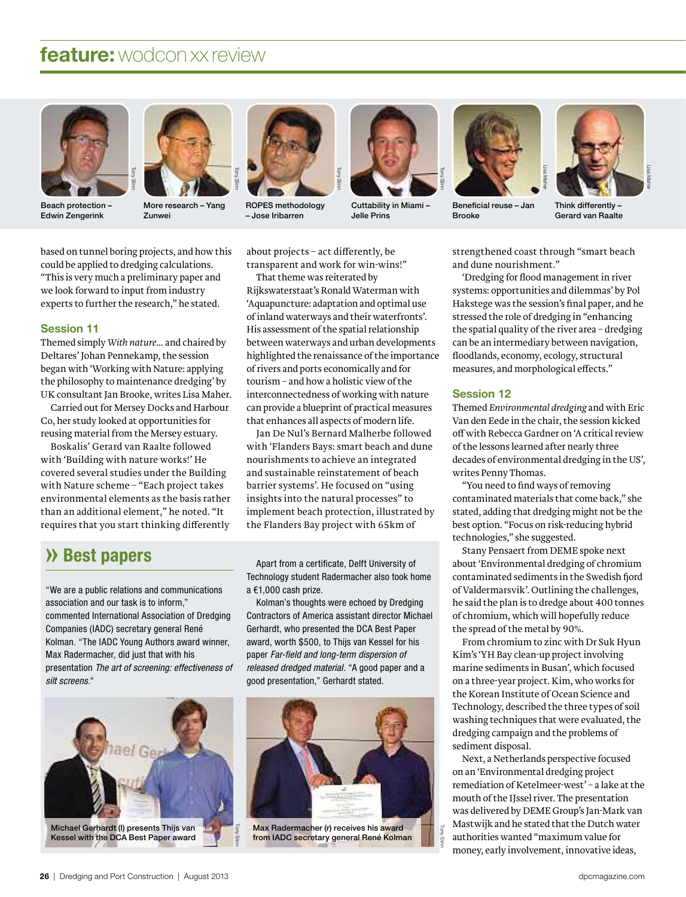# feature: wodcon xx review

Beach protection – Edwin Zengerink

More research – Yang Zunwei

ROPES methodology – Jose Iribarren

Cuttability in Miami – Jelle Prins

Beneficial reuse – Jan Brooke

Think differently – Gerard van Raalte

based on tunnel boring projects, and how this could be applied to dredging calculations. "This is very much a preliminary paper and we look forward to input from industry experts to further the research," he stated.

## Session 11

Themed simply *With nature...* and chaired by Deltares' Johan Pennekamp, the session began with 'Working with Nature: applying the philosophy to maintenance dredging' by UK consultant Jan Brooke, writes Lisa Maher.

Carried out for Mersey Docks and Harbour Co, her study looked at opportunities for reusing material from the Mersey estuary.

Boskalis' Gerard van Raalte followed with 'Building with nature works!' He covered several studies under the Building with Nature scheme – "Each project takes environmental elements as the basis rather than an additional element," he noted. "It requires that you start thinking differently about projects – act differently, be transparent and work for win-wins!"

That theme was reiterated by Rijkswaterstaat's Ronald Waterman with 'Aquapuncture: adaptation and optimal use of inland waterways and their waterfronts'. His assessment of the spatial relationship between waterways and urban developments highlighted the renaissance of the importance of rivers and ports economically and for tourism – and how a holistic view of the interconnectedness of working with nature can provide a blueprint of practical measures that enhances all aspects of modern life.

Jan De Nul's Bernard Malherbe followed with 'Flanders Bays: smart beach and dune nourishments to achieve an integrated and sustainable reinstatement of beach barrier systems'. He focused on "using insights into the natural processes" to implement beach protection, illustrated by the Flanders Bay project with 65km of strengthened coast through "smart beach and dune nourishment."

'Dredging for flood management in river systems: opportunities and dilemmas' by Pol Hakstege was the session's final paper, and he stressed the role of dredging in "enhancing the spatial quality of the river area – dredging can be an intermediary between navigation, floodlands, economy, ecology, structural measures, and morphological effects."

## Session 12

Themed *Environmental dredging* and with Eric Van den Eede in the chair, the session kicked off with Rebecca Gardner on 'A critical review of the lessons learned after nearly three decades of environmental dredging in the US', writes Penny Thomas.

"You need to find ways of removing contaminated materials that come back," she stated, adding that dredging might not be the best option. "Focus on risk-reducing hybrid technologies," she suggested.

Stany Pensaert from DEME spoke next about 'Environmental dredging of chromium contaminated sediments in the Swedish fjord of Valdermarsvik'. Outlining the challenges, he said the plan is to dredge about 400 tonnes of chromium, which will hopefully reduce the spread of the metal by 90%.

From chromium to zinc with Dr Suk Hyun Kim's 'YH Bay clean-up project involving marine sediments in Busan', which focused on a three-year project. Kim, who works for the Korean Institute of Ocean Science and Technology, described the three types of soil washing techniques that were evaluated, the dredging campaign and the problems of sediment disposal.

Next, a Netherlands perspective focused on an 'Environmental dredging project remediation of Ketelmeer-west' – a lake at the mouth of the IJssel river. The presentation was delivered by DEME Group's Jan-Mark van Mastwijk and he stated that the Dutch water authorities wanted "maximum value for money, early involvement, innovative ideas,

## » Best papers

"We are a public relations and communications association and our task is to inform," commented International Association of Dredging Companies (IADC) secretary general René Kolman. "The IADC Young Authors award winner, Max Radermacher, did just that with his presentation *The art of screening: effectiveness of silt screens*."

Apart from a certificate, Delft University of Technology student Radermacher also took home a €1,000 cash prize.

Kolman's thoughts were echoed by Dredging Contractors of America assistant director Michael Gerhardt, who presented the DCA Best Paper award, worth $500, to Thijs van Kessel for his paper *Far-field and long-term dispersion of released dredged material*. "A good paper and a good presentation," Gerhardt stated.

Michael Gerhardt (l) presents Thijs van Kessel with the DCA Best Paper award

Max Radermacher (r) receives his award from IADC secretary general René Kolman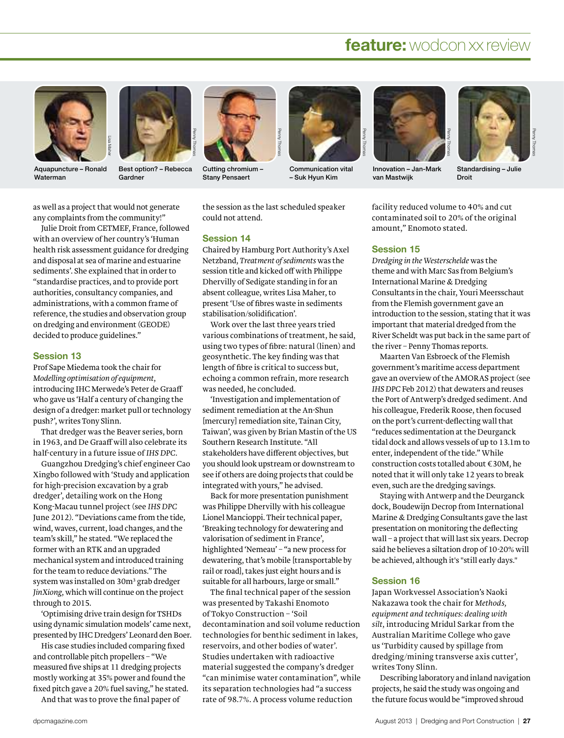Aquapuncture – Ronald Waterman

Best option? – Rebecca Gardner

Cutting chromium – Stany Pensaert

Communication vital – Suk Hyun Kim

Innovation – Jan-Mark van Mastwijk

Standardising – Julie Droit

as well as a project that would not generate any complaints from the community!"

Julie Droit from CETMEF, France, followed with an overview of her country's 'Human health risk assessment guidance for dredging and disposal at sea of marine and estuarine sediments'. She explained that in order to "standardise practices, and to provide port authorities, consultancy companies, and administrations, with a common frame of reference, the studies and observation group on dredging and environment (GEODE) decided to produce guidelines."

## Session 13

Prof Sape Miedema took the chair for *Modelling optimisation of equipment*, introducing IHC Merwede's Peter de Graaff who gave us 'Half a century of changing the design of a dredger: market pull or technology push?', writes Tony Slinn.

That dredger was the Beaver series, born in 1963, and De Graaff will also celebrate its half-century in a future issue of *IHS DPC*.

Guangzhou Dredging's chief engineer Cao Xingbo followed with 'Study and application for high-precision excavation by a grab dredger', detailing work on the Hong Kong-Macau tunnel project (see *IHS DPC* June 2012). "Deviations came from the tide, wind, waves, current, load changes, and the team's skill," he stated. "We replaced the former with an RTK and an upgraded mechanical system and introduced training for the team to reduce deviations." The system was installed on 30m³ grab dredger *JinXiong*, which will continue on the project through to 2015.

'Optimising drive train design for TSHDs using dynamic simulation models' came next, presented by IHC Dredgers' Leonard den Boer.

His case studies included comparing fixed and controllable pitch propellers – "We measured five ships at 11 dredging projects mostly working at 35% power and found the fixed pitch gave a 20% fuel saving," he stated.

And that was to prove the final paper of the session as the last scheduled speaker could not attend.

## Session 14

Chaired by Hamburg Port Authority's Axel Netzband, *Treatment of sediments* was the session title and kicked off with Philippe Dhervilly of Sedigate standing in for an absent colleague, writes Lisa Maher, to present 'Use of fibres waste in sediments stabilisation/solidification'.

Work over the last three years tried various combinations of treatment, he said, using two types of fibre: natural (linen) and geosynthetic. The key finding was that length of fibre is critical to success but, echoing a common refrain, more research was needed, he concluded.

'Investigation and implementation of sediment remediation at the An-Shun [mercury] remediation site, Tainan City, Taiwan', was given by Brian Mastin of the US Southern Research Institute. "All stakeholders have different objectives, but you should look upstream or downstream to see if others are doing projects that could be integrated with yours," he advised.

Back for more presentation punishment was Philippe Dhervilly with his colleague Lionel Mancioppi. Their technical paper, 'Breaking technology for dewatering and valorisation of sediment in France', highlighted 'Nemeau' – "a new process for dewatering, that's mobile [transportable by rail or road], takes just eight hours and is suitable for all harbours, large or small."

The final technical paper of the session was presented by Takashi Enomoto of Tokyo Construction – 'Soil decontamination and soil volume reduction technologies for benthic sediment in lakes, reservoirs, and other bodies of water'. Studies undertaken with radioactive material suggested the company's dredger "can minimise water contamination", while its separation technologies had "a success rate of 98.7%. A process volume reduction facility reduced volume to 40% and cut contaminated soil to 20% of the original amount," Enomoto stated.

## Session 15

*Dredging in the Westerschelde* was the theme and with Marc Sas from Belgium's International Marine & Dredging Consultants in the chair, Youri Meersschaut from the Flemish government gave an introduction to the session, stating that it was important that material dredged from the River Scheldt was put back in the same part of the river – Penny Thomas reports.

Maarten Van Esbroeck of the Flemish government's maritime access department gave an overview of the AMORAS project (see *IHS DPC* Feb 2012) that dewaters and reuses the Port of Antwerp's dredged sediment. And his colleague, Frederik Roose, then focused on the port's current-deflecting wall that "reduces sedimentation at the Deurganck tidal dock and allows vessels of up to 13.1m to enter, independent of the tide." While construction costs totalled about €30M, he noted that it will only take 12 years to break even, such are the dredging savings.

Staying with Antwerp and the Deurganck dock, Boudewijn Decrop from International Marine & Dredging Consultants gave the last presentation on monitoring the deflecting wall – a project that will last six years. Decrop said he believes a siltation drop of 10-20% will be achieved, although it's "still early days."

## Session 16

Japan Workvessel Association's Naoki Nakazawa took the chair for *Methods, equipment and techniques: dealing with silt*, introducing Mridul Sarkar from the Australian Maritime College who gave us 'Turbidity caused by spillage from dredging/mining transverse axis cutter', writes Tony Slinn.

Describing laboratory and inland navigation projects, he said the study was ongoing and the future focus would be "improved shroud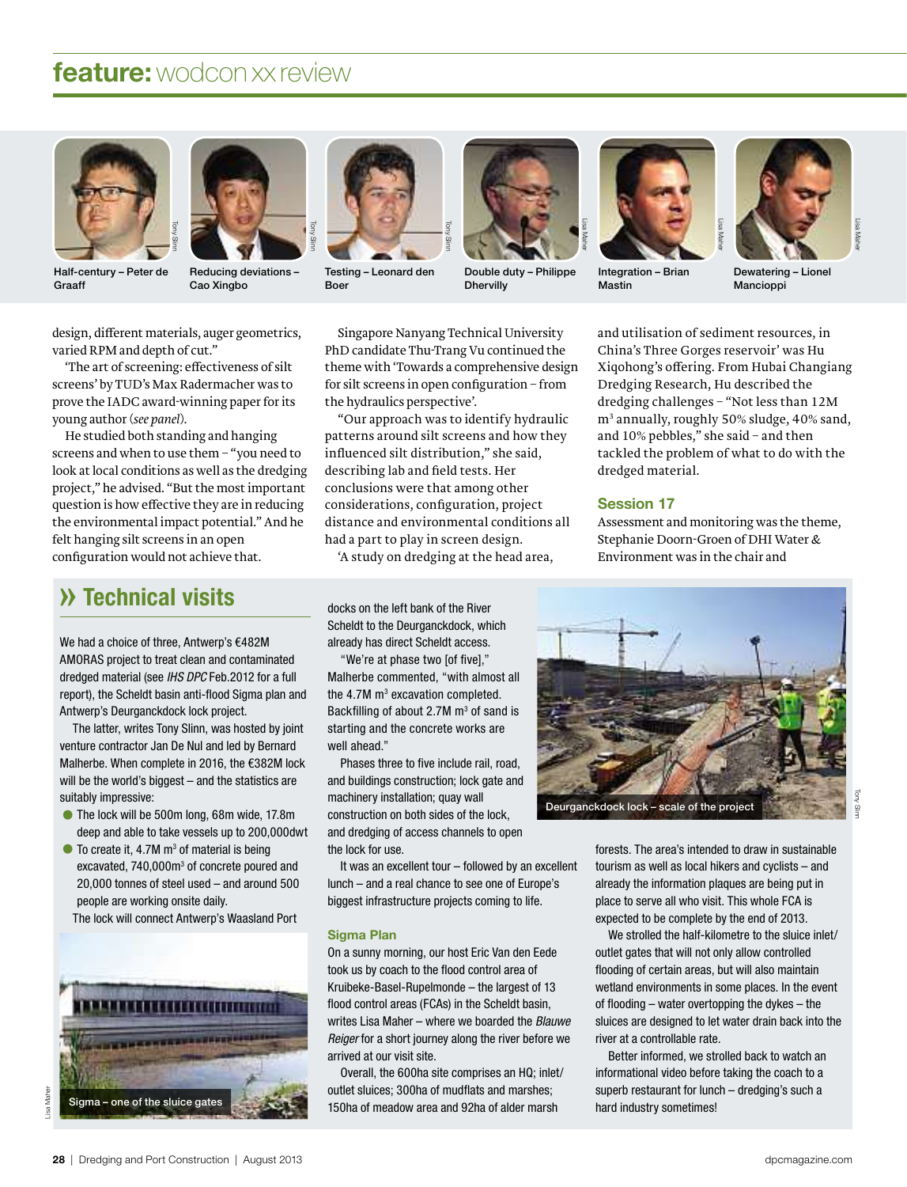# feature: wodcon xx review

Half-century – Peter de Graaff

Reducing deviations – Cao Xingbo

Testing – Leonard den Boer

Double duty – Philippe Dhervilly

Integration – Brian Mastin

Dewatering – Lionel Mancioppi

design, different materials, auger geometrics, varied RPM and depth of cut."

'The art of screening: effectiveness of silt screens' by TUD's Max Radermacher was to prove the IADC award-winning paper for its young author (*see panel*).

He studied both standing and hanging screens and when to use them – "you need to look at local conditions as well as the dredging project," he advised. "But the most important question is how effective they are in reducing the environmental impact potential." And he felt hanging silt screens in an open configuration would not achieve that.

Singapore Nanyang Technical University PhD candidate Thu-Trang Vu continued the theme with 'Towards a comprehensive design for silt screens in open configuration – from the hydraulics perspective'.

"Our approach was to identify hydraulic patterns around silt screens and how they influenced silt distribution," she said, describing lab and field tests. Her conclusions were that among other considerations, configuration, project distance and environmental conditions all had a part to play in screen design.

'A study on dredging at the head area, and utilisation of sediment resources, in China's Three Gorges reservoir' was Hu Xiqohong's offering. From Hubai Changiang Dredging Research, Hu described the dredging challenges – "Not less than 12M m³ annually, roughly 50% sludge, 40% sand, and 10% pebbles," she said – and then tackled the problem of what to do with the dredged material.

## Session 17

Assessment and monitoring was the theme, Stephanie Doorn-Groen of DHI Water & Environment was in the chair and

## » Technical visits

We had a choice of three, Antwerp's €482M AMORAS project to treat clean and contaminated dredged material (see *IHS DPC* Feb.2012 for a full report), the Scheldt basin anti-flood Sigma plan and Antwerp's Deurganckdock lock project.

The latter, writes Tony Slinn, was hosted by joint venture contractor Jan De Nul and led by Bernard Malherbe. When complete in 2016, the €382M lock will be the world's biggest – and the statistics are suitably impressive:

- The lock will be 500m long, 68m wide, 17.8m deep and able to take vessels up to 200,000dwt
- To create it, 4.7M m³ of material is being excavated, 740,000m³ of concrete poured and 20,000 tonnes of steel used – and around 500 people are working onsite daily.

The lock will connect Antwerp's Waasland Port docks on the left bank of the River Scheldt to the Deurganckdock, which already has direct Scheldt access.

"We're at phase two [of five]," Malherbe commented, "with almost all the 4.7M m³ excavation completed. Backfilling of about 2.7M m³ of sand is starting and the concrete works are well ahead."

Phases three to five include rail, road, and buildings construction; lock gate and machinery installation; quay wall construction on both sides of the lock, and dredging of access channels to open the lock for use.

It was an excellent tour – followed by an excellent lunch – and a real chance to see one of Europe's biggest infrastructure projects coming to life.

Sigma – one of the sluice gates

Deurganckdock lock – scale of the project

### Sigma Plan

On a sunny morning, our host Eric Van den Eede took us by coach to the flood control area of Kruibeke-Basel-Rupelmonde – the largest of 13 flood control areas (FCAs) in the Scheldt basin, writes Lisa Maher – where we boarded the *Blauwe Reiger* for a short journey along the river before we arrived at our visit site.

Overall, the 600ha site comprises an HQ; inlet/outlet sluices; 300ha of mudflats and marshes; 150ha of meadow area and 92ha of alder marsh forests. The area's intended to draw in sustainable tourism as well as local hikers and cyclists – and already the information plaques are being put in place to serve all who visit. This whole FCA is expected to be complete by the end of 2013.

We strolled the half-kilometre to the sluice inlet/outlet gates that will not only allow controlled flooding of certain areas, but will also maintain wetland environments in some places. In the event of flooding – water overtopping the dykes – the sluices are designed to let water drain back into the river at a controllable rate.

Better informed, we strolled back to watch an informational video before taking the coach to a superb restaurant for lunch – dredging's such a hard industry sometimes!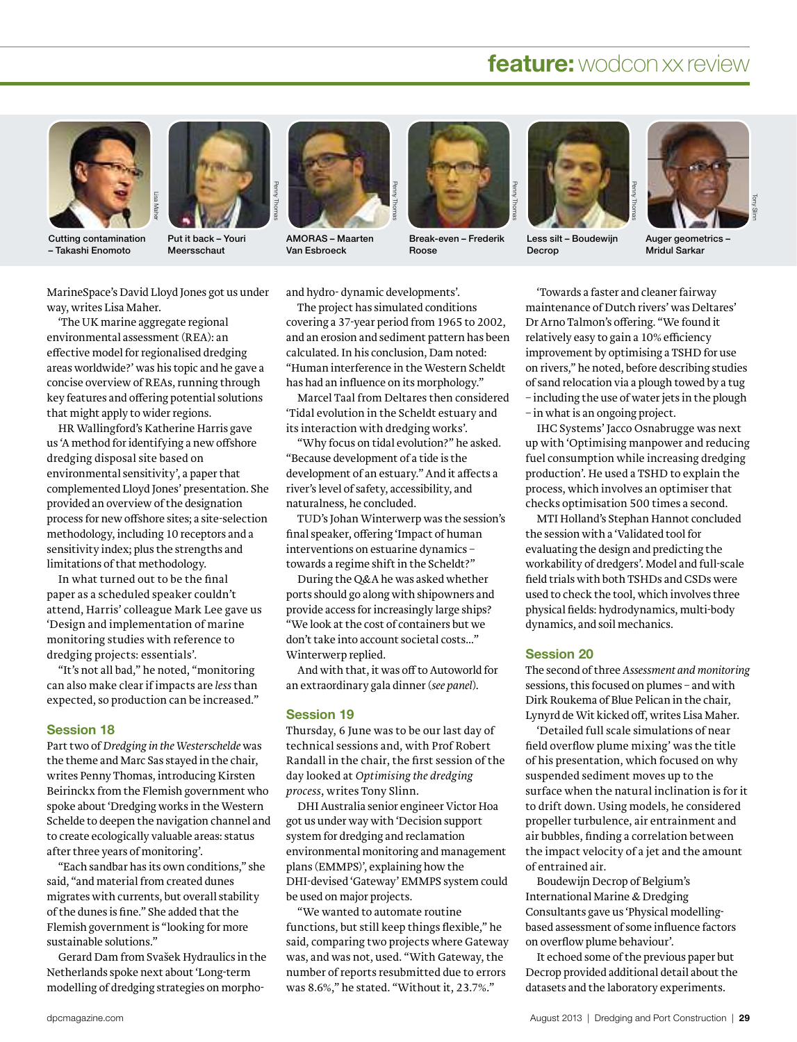Cutting contamination – Takashi Enomoto

Put it back – Youri Meersschaut

AMORAS – Maarten Van Esbroeck

Break-even – Frederik Roose

Less silt – Boudewijn Decrop

Auger geometrics – Mridul Sarkar

MarineSpace's David Lloyd Jones got us under way, writes Lisa Maher.

'The UK marine aggregate regional environmental assessment (REA): an effective model for regionalised dredging areas worldwide?' was his topic and he gave a concise overview of REAs, running through key features and offering potential solutions that might apply to wider regions.

HR Wallingford's Katherine Harris gave us 'A method for identifying a new offshore dredging disposal site based on environmental sensitivity', a paper that complemented Lloyd Jones' presentation. She provided an overview of the designation process for new offshore sites; a site-selection methodology, including 10 receptors and a sensitivity index; plus the strengths and limitations of that methodology.

In what turned out to be the final paper as a scheduled speaker couldn't attend, Harris' colleague Mark Lee gave us 'Design and implementation of marine monitoring studies with reference to dredging projects: essentials'.

"It's not all bad," he noted, "monitoring can also make clear if impacts are *less* than expected, so production can be increased."

## Session 18

Part two of *Dredging in the Westerschelde* was the theme and Marc Sas stayed in the chair, writes Penny Thomas, introducing Kirsten Beirinckx from the Flemish government who spoke about 'Dredging works in the Western Schelde to deepen the navigation channel and to create ecologically valuable areas: status after three years of monitoring'.

"Each sandbar has its own conditions," she said, "and material from created dunes migrates with currents, but overall stability of the dunes is fine." She added that the Flemish government is "looking for more sustainable solutions."

Gerard Dam from Svašek Hydraulics in the Netherlands spoke next about 'Long-term modelling of dredging strategies on morpho- and hydro- dynamic developments'.

The project has simulated conditions covering a 37-year period from 1965 to 2002, and an erosion and sediment pattern has been calculated. In his conclusion, Dam noted: "Human interference in the Western Scheldt has had an influence on its morphology."

Marcel Taal from Deltares then considered 'Tidal evolution in the Scheldt estuary and its interaction with dredging works'.

"Why focus on tidal evolution?" he asked. "Because development of a tide is the development of an estuary." And it affects a river's level of safety, accessibility, and naturalness, he concluded.

TUD's Johan Winterwerp was the session's final speaker, offering 'Impact of human interventions on estuarine dynamics – towards a regime shift in the Scheldt?"

During the Q&A he was asked whether ports should go along with shipowners and provide access for increasingly large ships? "We look at the cost of containers but we don't take into account societal costs..." Winterwerp replied.

And with that, it was off to Autoworld for an extraordinary gala dinner (*see panel*).

## Session 19

Thursday, 6 June was to be our last day of technical sessions, and with Prof Robert Randall in the chair, the first session of the day looked at *Optimising the dredging process*, writes Tony Slinn.

DHI Australia senior engineer Victor Hoa got us under way with 'Decision support system for dredging and reclamation environmental monitoring and management plans (EMMPS)', explaining how the DHI-devised 'Gateway' EMMPS system could be used on major projects.

"We wanted to automate routine functions, but still keep things flexible," he said, comparing two projects where Gateway was, and was not, used. "With Gateway, the number of reports resubmitted due to errors was 8.6%," he stated. "Without it, 23.7%."

'Towards a faster and cleaner fairway maintenance of Dutch rivers' was Deltares' Dr Arno Talmon's offering. "We found it relatively easy to gain a 10% efficiency improvement by optimising a TSHD for use on rivers," he noted, before describing studies of sand relocation via a plough towed by a tug – including the use of water jets in the plough – in what is an ongoing project.

IHC Systems' Jacco Osnabrugge was next up with 'Optimising manpower and reducing fuel consumption while increasing dredging production'. He used a TSHD to explain the process, which involves an optimiser that checks optimisation 500 times a second.

MTI Holland's Stephan Hannot concluded the session with a 'Validated tool for evaluating the design and predicting the workability of dredgers'. Model and full-scale field trials with both TSHDs and CSDs were used to check the tool, which involves three physical fields: hydrodynamics, multi-body dynamics, and soil mechanics.

## Session 20

The second of three *Assessment and monitoring* sessions, this focused on plumes – and with Dirk Roukema of Blue Pelican in the chair, Lynyrd de Wit kicked off, writes Lisa Maher.

'Detailed full scale simulations of near field overflow plume mixing' was the title of his presentation, which focused on why suspended sediment moves up to the surface when the natural inclination is for it to drift down. Using models, he considered propeller turbulence, air entrainment and air bubbles, finding a correlation between the impact velocity of a jet and the amount of entrained air.

Boudewijn Decrop of Belgium's International Marine & Dredging Consultants gave us 'Physical modelling-based assessment of some influence factors on overflow plume behaviour'.

It echoed some of the previous paper but Decrop provided additional detail about the datasets and the laboratory experiments.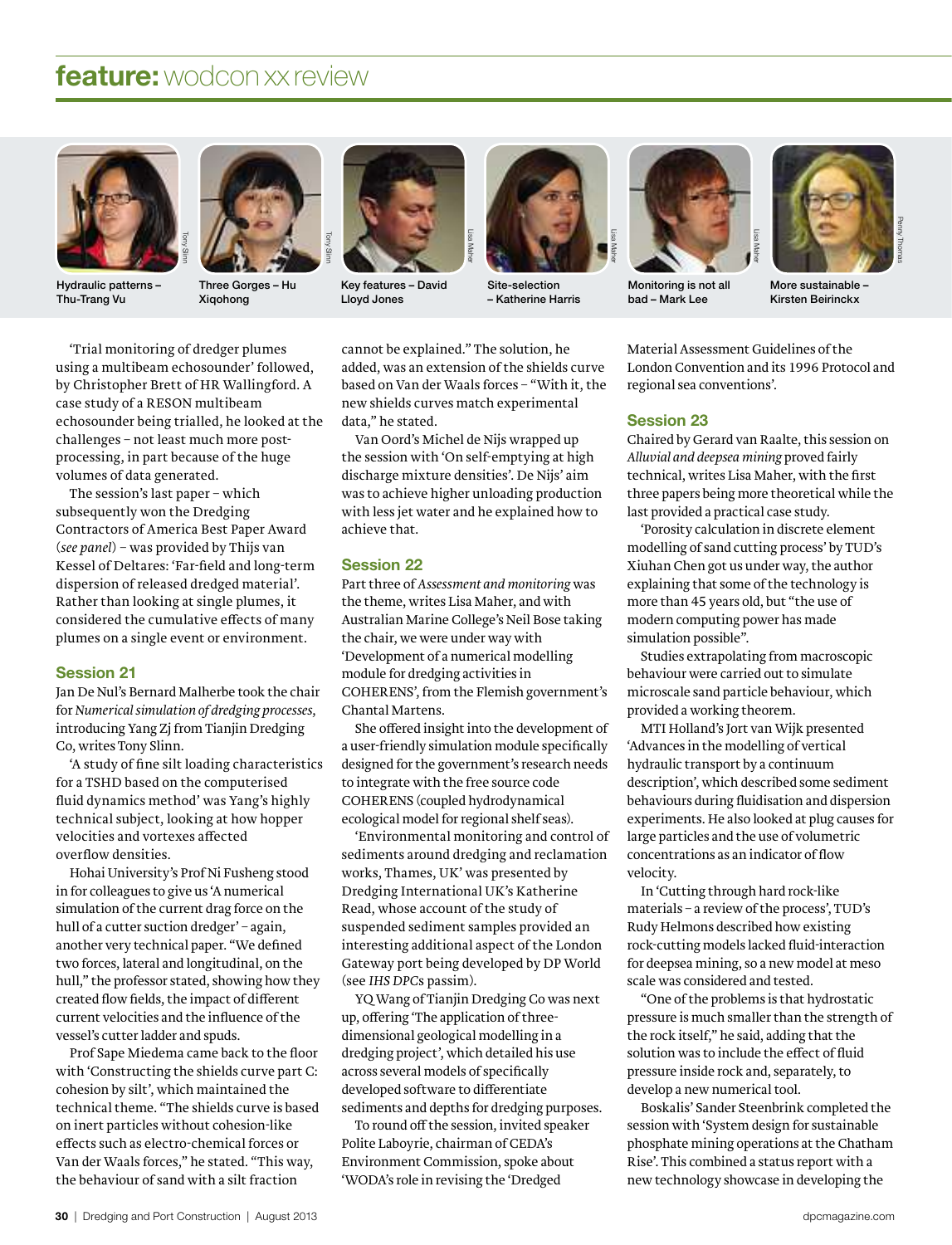## feature: wodcon xx review

Hydraulic patterns – Thu-Trang Vu

Three Gorges – Hu Xiqohong

Key features – David Lloyd Jones

Site-selection – Katherine Harris

Monitoring is not all bad – Mark Lee

More sustainable – Kirsten Beirinckx

'Trial monitoring of dredger plumes using a multibeam echosounder' followed, by Christopher Brett of HR Wallingford. A case study of a RESON multibeam echosounder being trialled, he looked at the challenges – not least much more post-processing, in part because of the huge volumes of data generated.

The session's last paper – which subsequently won the Dredging Contractors of America Best Paper Award (*see panel*) – was provided by Thijs van Kessel of Deltares: 'Far-field and long-term dispersion of released dredged material'. Rather than looking at single plumes, it considered the cumulative effects of many plumes on a single event or environment.

### Session 21

Jan De Nul's Bernard Malherbe took the chair for *Numerical simulation of dredging processes*, introducing Yang Zj from Tianjin Dredging Co, writes Tony Slinn.

'A study of fine silt loading characteristics for a TSHD based on the computerised fluid dynamics method' was Yang's highly technical subject, looking at how hopper velocities and vortexes affected overflow densities.

Hohai University's Prof Ni Fusheng stood in for colleagues to give us 'A numerical simulation of the current drag force on the hull of a cutter suction dredger' – again, another very technical paper. "We defined two forces, lateral and longitudinal, on the hull," the professor stated, showing how they created flow fields, the impact of different current velocities and the influence of the vessel's cutter ladder and spuds.

Prof Sape Miedema came back to the floor with 'Constructing the shields curve part C: cohesion by silt', which maintained the technical theme. "The shields curve is based on inert particles without cohesion-like effects such as electro-chemical forces or Van der Waals forces," he stated. "This way, the behaviour of sand with a silt fraction cannot be explained." The solution, he added, was an extension of the shields curve based on Van der Waals forces – "With it, the new shields curves match experimental data," he stated.

Van Oord's Michel de Nijs wrapped up the session with 'On self-emptying at high discharge mixture densities'. De Nijs' aim was to achieve higher unloading production with less jet water and he explained how to achieve that.

### Session 22

Part three of *Assessment and monitoring* was the theme, writes Lisa Maher, and with Australian Marine College's Neil Bose taking the chair, we were under way with 'Development of a numerical modelling module for dredging activities in COHERENS', from the Flemish government's Chantal Martens.

She offered insight into the development of a user-friendly simulation module specifically designed for the government's research needs to integrate with the free source code COHERENS (coupled hydrodynamical ecological model for regional shelf seas).

'Environmental monitoring and control of sediments around dredging and reclamation works, Thames, UK' was presented by Dredging International UK's Katherine Read, whose account of the study of suspended sediment samples provided an interesting additional aspect of the London Gateway port being developed by DP World (see *IHS DPCs* passim).

YQ Wang of Tianjin Dredging Co was next up, offering 'The application of three-dimensional geological modelling in a dredging project', which detailed his use across several models of specifically developed software to differentiate sediments and depths for dredging purposes.

To round off the session, invited speaker Polite Laboyrie, chairman of CEDA's Environment Commission, spoke about 'WODA's role in revising the 'Dredged Material Assessment Guidelines of the London Convention and its 1996 Protocol and regional sea conventions'.

### Session 23

Chaired by Gerard van Raalte, this session on *Alluvial and deepsea mining* proved fairly technical, writes Lisa Maher, with the first three papers being more theoretical while the last provided a practical case study.

'Porosity calculation in discrete element modelling of sand cutting process' by TUD's Xiuhan Chen got us under way, the author explaining that some of the technology is more than 45 years old, but "the use of modern computing power has made simulation possible".

Studies extrapolating from macroscopic behaviour were carried out to simulate microscale sand particle behaviour, which provided a working theorem.

MTI Holland's Jort van Wijk presented 'Advances in the modelling of vertical hydraulic transport by a continuum description', which described some sediment behaviours during fluidisation and dispersion experiments. He also looked at plug causes for large particles and the use of volumetric concentrations as an indicator of flow velocity.

In 'Cutting through hard rock-like materials – a review of the process', TUD's Rudy Helmons described how existing rock-cutting models lacked fluid-interaction for deepsea mining, so a new model at meso scale was considered and tested.

"One of the problems is that hydrostatic pressure is much smaller than the strength of the rock itself," he said, adding that the solution was to include the effect of fluid pressure inside rock and, separately, to develop a new numerical tool.

Boskalis' Sander Steenbrink completed the session with 'System design for sustainable phosphate mining operations at the Chatham Rise'. This combined a status report with a new technology showcase in developing the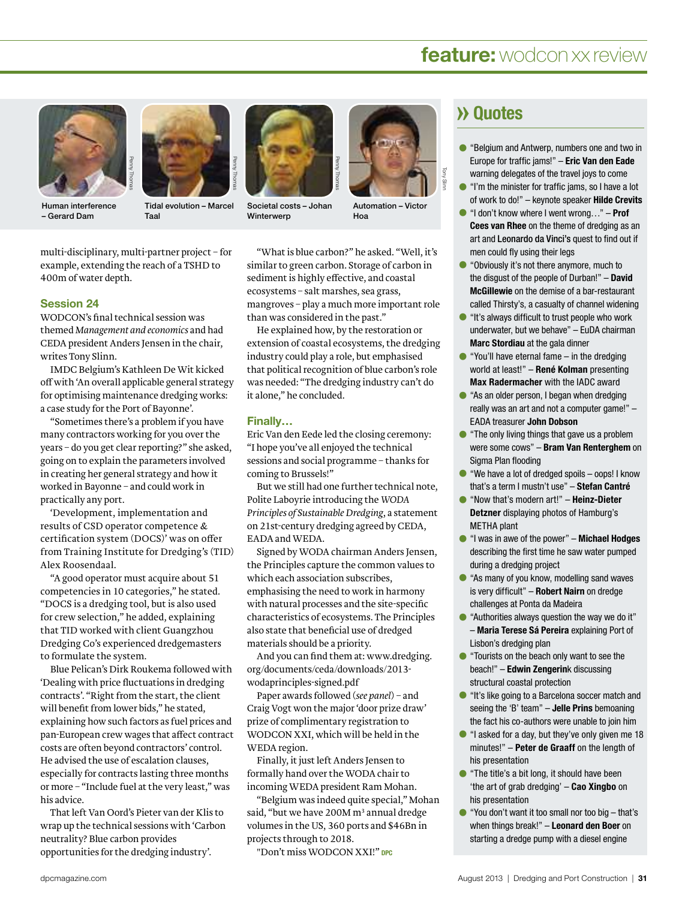Human interference – Gerard Dam

Tidal evolution – Marcel Taal

Societal costs – Johan Winterwerp

Automation – Victor Hoa

multi-disciplinary, multi-partner project – for example, extending the reach of a TSHD to 400m of water depth.

### Session 24

WODCON's final technical session was themed *Management and economics* and had CEDA president Anders Jensen in the chair, writes Tony Slinn.

IMDC Belgium's Kathleen De Wit kicked off with 'An overall applicable general strategy for optimising maintenance dredging works: a case study for the Port of Bayonne'.

"Sometimes there's a problem if you have many contractors working for you over the years – do you get clear reporting?" she asked, going on to explain the parameters involved in creating her general strategy and how it worked in Bayonne – and could work in practically any port.

'Development, implementation and results of CSD operator competence & certification system (DOCS)' was on offer from Training Institute for Dredging's (TID) Alex Roosendaal.

"A good operator must acquire about 51 competencies in 10 categories," he stated. "DOCS is a dredging tool, but is also used for crew selection," he added, explaining that TID worked with client Guangzhou Dredging Co's experienced dredgemasters to formulate the system.

Blue Pelican's Dirk Roukema followed with 'Dealing with price fluctuations in dredging contracts'. "Right from the start, the client will benefit from lower bids," he stated, explaining how such factors as fuel prices and pan-European crew wages that affect contract costs are often beyond contractors' control. He advised the use of escalation clauses, especially for contracts lasting three months or more – "Include fuel at the very least," was his advice.

That left Van Oord's Pieter van der Klis to wrap up the technical sessions with 'Carbon neutrality? Blue carbon provides opportunities for the dredging industry'.

"What is blue carbon?" he asked. "Well, it's similar to green carbon. Storage of carbon in sediment is highly effective, and coastal ecosystems – salt marshes, sea grass, mangroves – play a much more important role than was considered in the past."

He explained how, by the restoration or extension of coastal ecosystems, the dredging industry could play a role, but emphasised that political recognition of blue carbon's role was needed: "The dredging industry can't do it alone," he concluded.

### Finally…

Eric Van den Eede led the closing ceremony: "I hope you've all enjoyed the technical sessions and social programme – thanks for coming to Brussels!"

But we still had one further technical note, Polite Laboyrie introducing the *WODA Principles of Sustainable Dredging*, a statement on 21st-century dredging agreed by CEDA, EADA and WEDA.

Signed by WODA chairman Anders Jensen, the Principles capture the common values to which each association subscribes, emphasising the need to work in harmony with natural processes and the site-specific characteristics of ecosystems. The Principles also state that beneficial use of dredged materials should be a priority.

And you can find them at: www.dredging.org/documents/ceda/downloads/2013-wodaprinciples-signed.pdf

Paper awards followed (*see panel*) – and Craig Vogt won the major 'door prize draw' prize of complimentary registration to WODCON XXI, which will be held in the WEDA region.

Finally, it just left Anders Jensen to formally hand over the WODA chair to incoming WEDA president Ram Mohan.

"Belgium was indeed quite special," Mohan said, "but we have 200M $m^3$ annual dredge volumes in the US, 360 ports and $46Bn in projects through to 2018.

"Don't miss WODCON XXI!" DPC

## Quotes

- "Belgium and Antwerp, numbers one and two in Europe for traffic jams!" – **Eric Van den Eede** warning delegates of the travel joys to come
- "I'm the minister for traffic jams, so I have a lot of work to do!" – keynote speaker **Hilde Crevits**
- "I don't know where I went wrong…" – **Prof Cees van Rhee** on the theme of dredging as an art and **Leonardo da Vinci's** quest to find out if men could fly using their legs
- "Obviously it's not there anymore, much to the disgust of the people of Durban!" – **David McGillewie** on the demise of a bar-restaurant called Thirsty's, a casualty of channel widening
- "It's always difficult to trust people who work underwater, but we behave" – EuDA chairman **Marc Stordiau** at the gala dinner
- "You'll have eternal fame – in the dredging world at least!" – **René Kolman** presenting **Max Radermacher** with the IADC award
- "As an older person, I began when dredging really was an art and not a computer game!" – EADA treasurer **John Dobson**
- "The only living things that gave us a problem were some cows" – **Bram Van Renterghem** on Sigma Plan flooding
- "We have a lot of dredged spoils – oops! I know that's a term I mustn't use" – **Stefan Cantré**
- "Now that's modern art!" – **Heinz-Dieter Detzner** displaying photos of Hamburg's METHA plant
- "I was in awe of the power" – **Michael Hodges** describing the first time he saw water pumped during a dredging project
- "As many of you know, modelling sand waves is very difficult" – **Robert Nairn** on dredge challenges at Ponta da Madeira
- "Authorities always question the way we do it" – **Maria Terese Sá Pereira** explaining Port of Lisbon's dredging plan
- "Tourists on the beach only want to see the beach!" – **Edwin Zengerin**k discussing structural coastal protection
- "It's like going to a Barcelona soccer match and seeing the 'B' team" – **Jelle Prins** bemoaning the fact his co-authors were unable to join him
- "I asked for a day, but they've only given me 18 minutes!" – **Peter de Graaff** on the length of his presentation
- "The title's a bit long, it should have been 'the art of grab dredging' – **Cao Xingbo** on his presentation
- "You don't want it too small nor too big – that's when things break!" – **Leonard den Boer** on starting a dredge pump with a diesel engine